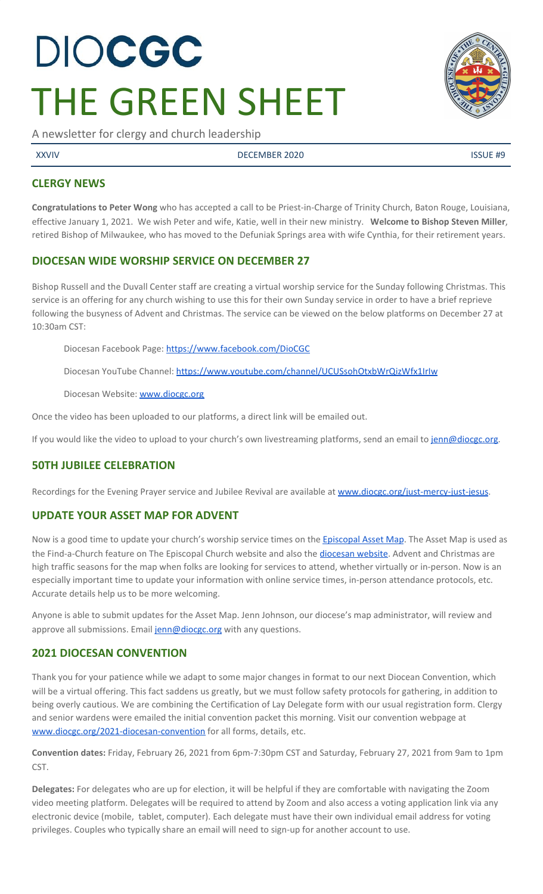# DIOCGC THE GREEN SHEET

A newsletter for clergy and church leadership

XXVIV | DECEMBER 2020 | ISSUE #9

## CLERGY NEWS

**Congratulations to Peter Wong** who has accepted a call to be Priest-in-Charge of Trinity Church, Baton Rouge, Louisiana, effective January 1, 2021. We wish Peter and wife, Katie, well in their new ministry. **Welcome to Bishop Steven Miller**, retired Bishop of Milwaukee, who has moved to the Defuniak Springs area with wife Cynthia, for their retirement years.

## DIOCESAN WIDE WORSHIP SERVICE ON DECEMBER 27

Bishop Russell and the Duvall Center staff are creating a virtual worship service for the Sunday following Christmas. This service is an offering for any church wishing to use this for their own Sunday service in order to have a brief reprieve following the busyness of Advent and Christmas. The service can be viewed on the below platforms on December 27 at 10:30am CST:

Diocesan Facebook Page: https://www.facebook.com/DioCGC

Diocesan YouTube Channel: https://www.youtube.com/channel/UCUSsohOtxbWrQizWfx1IrIw

Diocesan Website: www.diocgc.org

Once the video has been uploaded to our platforms, a direct link will be emailed out.

If you would like the video to upload to your church's own livestreaming platforms, send an email to jenn@diocgc.org.

## 50TH JUBILEE CELEBRATION

Recordings for the Evening Prayer service and Jubilee Revival are available at www.diocgc.org/just-mercy-just-jesus.

## UPDATE YOUR ASSET MAP FOR ADVENT

Now is a good time to update your church's worship service times on the Episcopal Asset Map. The Asset Map is used as the Find-a-Church feature on The Episcopal Church website and also the diocesan website. Advent and Christmas are high traffic seasons for the map when folks are looking for services to attend, whether virtually or in-person. Now is an especially important time to update your information with online service times, in-person attendance protocols, etc. Accurate details help us to be more welcoming.

Anyone is able to submit updates for the Asset Map. Jenn Johnson, our diocese's map administrator, will review and approve all submissions. Email jenn@diocgc.org with any questions.

## 2021 DIOCESAN CONVENTION

Thank you for your patience while we adapt to some major changes in format to our next Diocesan Convention, which will be a virtual offering. This fact saddens us greatly, but we must follow safety protocols for gathering, in addition to being overly cautious. We are combining the Certification of Lay Delegate form with our usual registration form. Clergy and senior wardens were emailed the initial convention packet this morning. Visit our convention webpage at www.diocgc.org/2021-diocesan-convention for all forms, details, etc.

**Convention dates:** Friday, February 26, 2021 from 6pm-7:30pm CST and Saturday, February 27, 2021 from 9am to 1pm CST.

**Delegates:** For delegates who are up for election, it will be helpful if they are comfortable with navigating the Zoom video meeting platform. Delegates will be required to attend by Zoom and also access a voting application link via any electronic device (mobile, tablet, computer). Each delegate must have their own individual email address for voting privileges. Couples who typically share an email will need to sign-up for another account to use.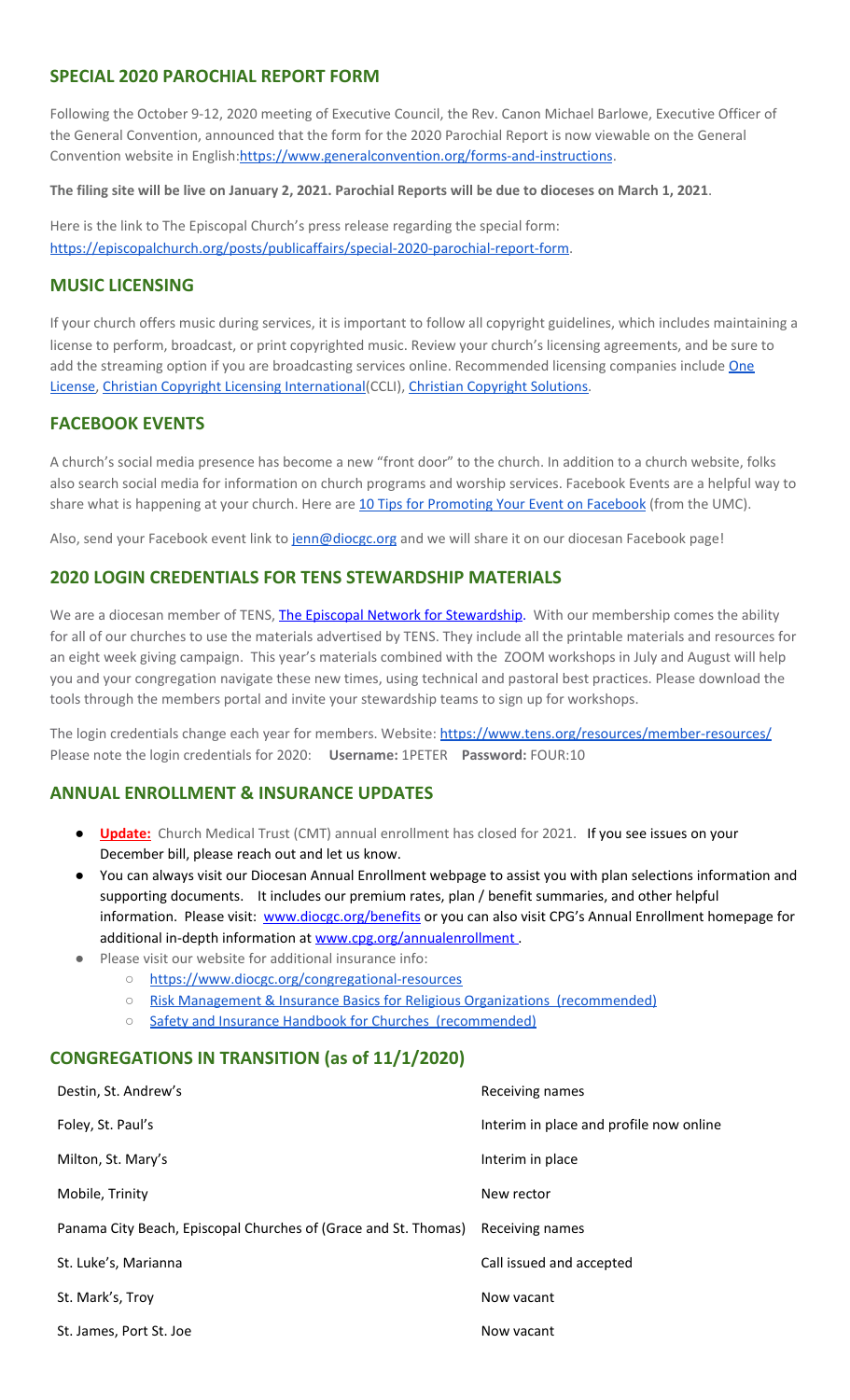## SPECIAL 2020 PAROCHIAL REPORT FORM

Following the October 9-12, 2020 meeting of Executive Council, the Rev. Canon Michael Barlowe, Executive Officer of the General Convention, announced that the form for the 2020 Parochial Report is now viewable on the General Convention website in English:https://www.generalconvention.org/forms-and-instructions.

**The filing site will be live on January 2, 2021. Parochial Reports will be due to dioceses on March 1, 2021**.

Here is the link to The Episcopal Church's press release regarding the special form: https://episcopalchurch.org/posts/publicaffairs/special-2020-parochial-report-form.

## MUSIC LICENSING

If your church offers music during services, it is important to follow all copyright guidelines, which includes maintaining a license to perform, broadcast, or print copyrighted music. Review your church's licensing agreements, and be sure to add the streaming option if you are broadcasting services online. Recommended licensing companies include One License, Christian Copyright Licensing International(CCLI), Christian Copyright Solutions.

## FACEBOOK EVENTS

A church's social media presence has become a new "front door" to the church. In addition to a church website, folks also search social media for information on church programs and worship services. Facebook Events are a helpful way to share what is happening at your church. Here are 10 Tips for Promoting Your Event on Facebook (from the UMC).

Also, send your Facebook event link to jenn@diocgc.org and we will share it on our diocesan Facebook page!

## 2020 LOGIN CREDENTIALS FOR TENS STEWARDSHIP MATERIALS

We are a diocesan member of TENS, The Episcopal Network for Stewardship. With our membership comes the ability for all of our churches to use the materials advertised by TENS. They include all the printable materials and resources for an eight week giving campaign. This year's materials combined with the ZOOM workshops in July and August will help you and your congregation navigate these new times, using technical and pastoral best practices. Please download the tools through the members portal and invite your stewardship teams to sign up for workshops.

The login credentials change each year for members. Website: https://www.tens.org/resources/member-resources/
Please note the login credentials for 2020: **Username:** 1PETER **Password:** FOUR:10

## ANNUAL ENROLLMENT & INSURANCE UPDATES

- **Update:** Church Medical Trust (CMT) annual enrollment has closed for 2021. If you see issues on your December bill, please reach out and let us know.
- You can always visit our Diocesan Annual Enrollment webpage to assist you with plan selections information and supporting documents. It includes our premium rates, plan / benefit summaries, and other helpful information. Please visit: www.diocgc.org/benefits or you can also visit CPG's Annual Enrollment homepage for additional in-depth information at www.cpg.org/annualenrollment .
- Please visit our website for additional insurance info:
  - https://www.diocgc.org/congregational-resources
  - Risk Management & Insurance Basics for Religious Organizations (recommended)
  - Safety and Insurance Handbook for Churches (recommended)

## CONGREGATIONS IN TRANSITION (as of 11/1/2020)

| Congregation | Status |
|---|---|
| Destin, St. Andrew's | Receiving names |
| Foley, St. Paul's | Interim in place and profile now online |
| Milton, St. Mary's | Interim in place |
| Mobile, Trinity | New rector |
| Panama City Beach, Episcopal Churches of (Grace and St. Thomas) | Receiving names |
| St. Luke's, Marianna | Call issued and accepted |
| St. Mark's, Troy | Now vacant |
| St. James, Port St. Joe | Now vacant |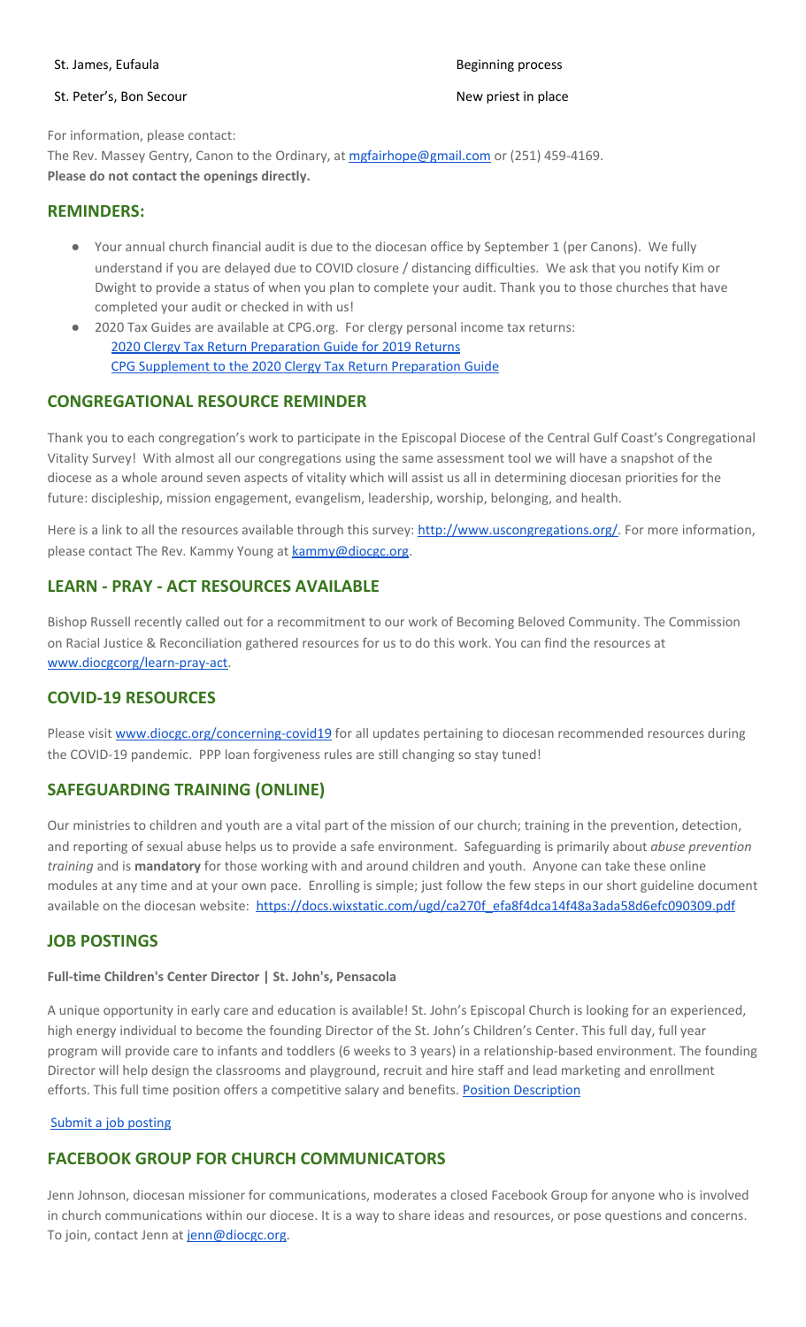| | |
|---|---|
| St. James, Eufaula | Beginning process |
| St. Peter's, Bon Secour | New priest in place |

For information, please contact:
The Rev. Massey Gentry, Canon to the Ordinary, at mgfairhope@gmail.com or (251) 459-4169.
**Please do not contact the openings directly.**

## REMINDERS:

- Your annual church financial audit is due to the diocesan office by September 1 (per Canons). We fully understand if you are delayed due to COVID closure / distancing difficulties. We ask that you notify Kim or Dwight to provide a status of when you plan to complete your audit. Thank you to those churches that have completed your audit or checked in with us!
- 2020 Tax Guides are available at CPG.org. For clergy personal income tax returns:
  2020 Clergy Tax Return Preparation Guide for 2019 Returns
  CPG Supplement to the 2020 Clergy Tax Return Preparation Guide

## CONGREGATIONAL RESOURCE REMINDER

Thank you to each congregation's work to participate in the Episcopal Diocese of the Central Gulf Coast's Congregational Vitality Survey! With almost all our congregations using the same assessment tool we will have a snapshot of the diocese as a whole around seven aspects of vitality which will assist us all in determining diocesan priorities for the future: discipleship, mission engagement, evangelism, leadership, worship, belonging, and health.

Here is a link to all the resources available through this survey: http://www.uscongregations.org/. For more information, please contact The Rev. Kammy Young at kammy@diocgc.org.

## LEARN - PRAY - ACT RESOURCES AVAILABLE

Bishop Russell recently called out for a recommitment to our work of Becoming Beloved Community. The Commission on Racial Justice & Reconciliation gathered resources for us to do this work. You can find the resources at www.diocgcorg/learn-pray-act.

## COVID-19 RESOURCES

Please visit www.diocgc.org/concerning-covid19 for all updates pertaining to diocesan recommended resources during the COVID-19 pandemic. PPP loan forgiveness rules are still changing so stay tuned!

## SAFEGUARDING TRAINING (ONLINE)

Our ministries to children and youth are a vital part of the mission of our church; training in the prevention, detection, and reporting of sexual abuse helps us to provide a safe environment. Safeguarding is primarily about *abuse prevention training* and is **mandatory** for those working with and around children and youth. Anyone can take these online modules at any time and at your own pace. Enrolling is simple; just follow the few steps in our short guideline document available on the diocesan website: https://docs.wixstatic.com/ugd/ca270f_efa8f4dca14f48a3ada58d6efc090309.pdf

## JOB POSTINGS

**Full-time Children's Center Director | St. John's, Pensacola**

A unique opportunity in early care and education is available! St. John's Episcopal Church is looking for an experienced, high energy individual to become the founding Director of the St. John's Children's Center. This full day, full year program will provide care to infants and toddlers (6 weeks to 3 years) in a relationship-based environment. The founding Director will help design the classrooms and playground, recruit and hire staff and lead marketing and enrollment efforts. This full time position offers a competitive salary and benefits. Position Description

Submit a job posting

## FACEBOOK GROUP FOR CHURCH COMMUNICATORS

Jenn Johnson, diocesan missioner for communications, moderates a closed Facebook Group for anyone who is involved in church communications within our diocese. It is a way to share ideas and resources, or pose questions and concerns. To join, contact Jenn at jenn@diocgc.org.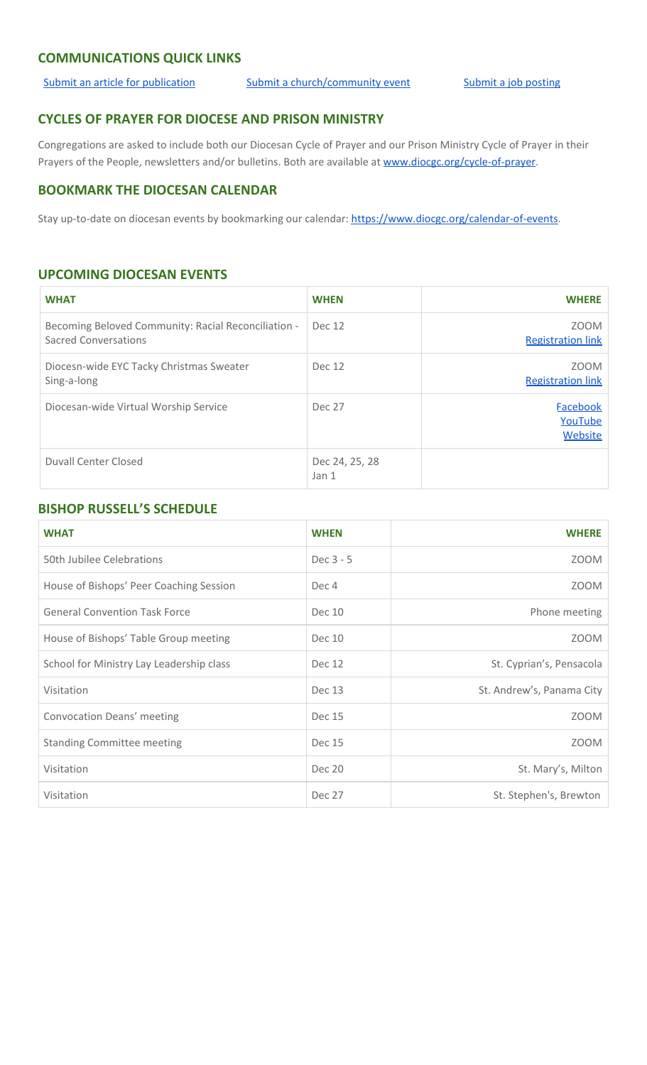## COMMUNICATIONS QUICK LINKS

Submit an article for publication    Submit a church/community event    Submit a job posting

## CYCLES OF PRAYER FOR DIOCESE AND PRISON MINISTRY

Congregations are asked to include both our Diocesan Cycle of Prayer and our Prison Ministry Cycle of Prayer in their Prayers of the People, newsletters and/or bulletins. Both are available at www.diocgc.org/cycle-of-prayer.

## BOOKMARK THE DIOCESAN CALENDAR

Stay up-to-date on diocesan events by bookmarking our calendar: https://www.diocgc.org/calendar-of-events.

## UPCOMING DIOCESAN EVENTS

| WHAT | WHEN | WHERE |
| --- | --- | --- |
| Becoming Beloved Community: Racial Reconciliation - Sacred Conversations | Dec 12 | ZOOM<br>Registration link |
| Diocesn-wide EYC Tacky Christmas Sweater Sing-a-long | Dec 12 | ZOOM<br>Registration link |
| Diocesan-wide Virtual Worship Service | Dec 27 | Facebook<br>YouTube<br>Website |
| Duvall Center Closed | Dec 24, 25, 28<br>Jan 1 | |

## BISHOP RUSSELL'S SCHEDULE

| WHAT | WHEN | WHERE |
| --- | --- | --- |
| 50th Jubilee Celebrations | Dec 3 - 5 | ZOOM |
| House of Bishops' Peer Coaching Session | Dec 4 | ZOOM |
| General Convention Task Force | Dec 10 | Phone meeting |
| House of Bishops' Table Group meeting | Dec 10 | ZOOM |
| School for Ministry Lay Leadership class | Dec 12 | St. Cyprian's, Pensacola |
| Visitation | Dec 13 | St. Andrew's, Panama City |
| Convocation Deans' meeting | Dec 15 | ZOOM |
| Standing Committee meeting | Dec 15 | ZOOM |
| Visitation | Dec 20 | St. Mary's, Milton |
| Visitation | Dec 27 | St. Stephen's, Brewton |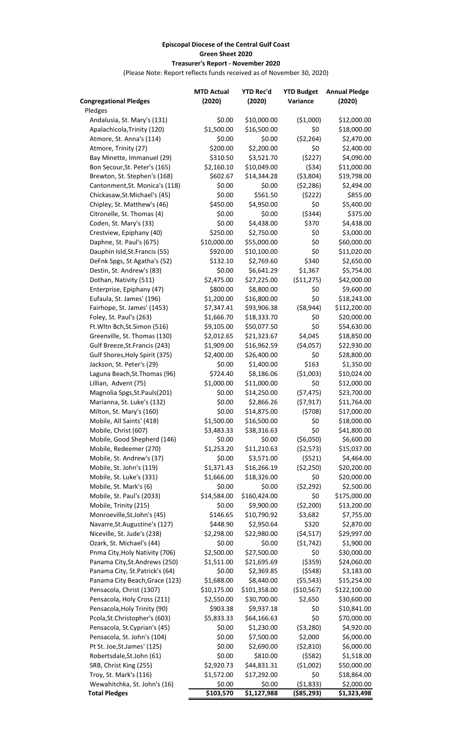**Episcopal Diocese of the Central Gulf Coast**
**Green Sheet 2020**
**Treasurer's Report - November 2020**
(Please Note: Report reflects funds received as of November 30, 2020)

| Congregational Pledges | MTD Actual (2020) | YTD Rec'd (2020) | YTD Budget Variance | Annual Pledge (2020) |
|---|---|---|---|---|
| Pledges | | | | |
| Andalusia, St. Mary's (131) | $0.00 | $10,000.00 | ($1,000) | $12,000.00 |
| Apalachicola,Trinity (120) | $1,500.00 | $16,500.00 | $0 | $18,000.00 |
| Atmore, St. Anna's (114) | $0.00 | $0.00 | ($2,264) | $2,470.00 |
| Atmore, Trinity (27) | $200.00 | $2,200.00 | $0 | $2,400.00 |
| Bay Minette, Immanuel (29) | $310.50 | $3,521.70 | ($227) | $4,090.00 |
| Bon Secour,St. Peter's (165) | $2,160.10 | $10,049.00 | ($34) | $11,000.00 |
| Brewton, St. Stephen's (168) | $602.67 | $14,344.28 | ($3,804) | $19,798.00 |
| Cantonment,St. Monica's (118) | $0.00 | $0.00 | ($2,286) | $2,494.00 |
| Chickasaw,St.Michael's (45) | $0.00 | $561.50 | ($222) | $855.00 |
| Chipley, St. Matthew's (46) | $450.00 | $4,950.00 | $0 | $5,400.00 |
| Citronelle, St. Thomas (4) | $0.00 | $0.00 | ($344) | $375.00 |
| Coden, St. Mary's (33) | $0.00 | $4,438.00 | $370 | $4,438.00 |
| Crestview, Epiphany (40) | $250.00 | $2,750.00 | $0 | $3,000.00 |
| Daphne, St. Paul's (675) | $10,000.00 | $55,000.00 | $0 | $60,000.00 |
| Dauphin Isld,St.Francis (55) | $920.00 | $10,100.00 | $0 | $11,020.00 |
| DeFnk Spgs, St Agatha's (52) | $132.10 | $2,769.60 | $340 | $2,650.00 |
| Destin, St. Andrew's (83) | $0.00 | $6,641.29 | $1,367 | $5,754.00 |
| Dothan, Nativity (511) | $2,475.00 | $27,225.00 | ($11,275) | $42,000.00 |
| Enterprise, Epiphany (47) | $800.00 | $8,800.00 | $0 | $9,600.00 |
| Eufaula, St. James' (196) | $1,200.00 | $16,800.00 | $0 | $18,243.00 |
| Fairhope, St. James' (1453) | $7,347.41 | $93,906.38 | ($8,944) | $112,200.00 |
| Foley, St. Paul's (263) | $1,666.70 | $18,333.70 | $0 | $20,000.00 |
| Ft.Wltn Bch,St.Simon (516) | $9,105.00 | $50,077.50 | $0 | $54,630.00 |
| Greenville, St. Thomas (130) | $2,012.65 | $21,323.67 | $4,045 | $18,850.00 |
| Gulf Breeze,St.Francis (243) | $1,909.00 | $16,962.59 | ($4,057) | $22,930.00 |
| Gulf Shores,Holy Spirit (375) | $2,400.00 | $26,400.00 | $0 | $28,800.00 |
| Jackson, St. Peter's (29) | $0.00 | $1,400.00 | $163 | $1,350.00 |
| Laguna Beach,St.Thomas (96) | $724.40 | $8,186.06 | ($1,003) | $10,024.00 |
| Lillian, Advent (75) | $1,000.00 | $11,000.00 | $0 | $12,000.00 |
| Magnolia Spgs,St.Pauls(201) | $0.00 | $14,250.00 | ($7,475) | $23,700.00 |
| Marianna, St. Luke's (132) | $0.00 | $2,866.26 | ($7,917) | $11,764.00 |
| Milton, St. Mary's (160) | $0.00 | $14,875.00 | ($708) | $17,000.00 |
| Mobile, All Saints' (418) | $1,500.00 | $16,500.00 | $0 | $18,000.00 |
| Mobile, Christ (607) | $3,483.33 | $38,316.63 | $0 | $41,800.00 |
| Mobile, Good Shepherd (146) | $0.00 | $0.00 | ($6,050) | $6,600.00 |
| Mobile, Redeemer (270) | $1,253.20 | $11,210.63 | ($2,573) | $15,037.00 |
| Mobile, St. Andrew's (37) | $0.00 | $3,571.00 | ($521) | $4,464.00 |
| Mobile, St. John's (119) | $1,371.43 | $16,266.19 | ($2,250) | $20,200.00 |
| Mobile, St. Luke's (331) | $1,666.00 | $18,326.00 | $0 | $20,000.00 |
| Mobile, St. Mark's (6) | $0.00 | $0.00 | ($2,292) | $2,500.00 |
| Mobile, St. Paul's (2033) | $14,584.00 | $160,424.00 | $0 | $175,000.00 |
| Mobile, Trinity (215) | $0.00 | $9,900.00 | ($2,200) | $13,200.00 |
| Monroeville,St.John's (45) | $146.65 | $10,790.92 | $3,682 | $7,755.00 |
| Navarre,St.Augustine's (127) | $448.90 | $2,950.64 | $320 | $2,870.00 |
| Niceville, St. Jude's (238) | $2,298.00 | $22,980.00 | ($4,517) | $29,997.00 |
| Ozark, St. Michael's (44) | $0.00 | $0.00 | ($1,742) | $1,900.00 |
| Pnma City,Holy Nativity (706) | $2,500.00 | $27,500.00 | $0 | $30,000.00 |
| Panama City,St.Andrews (250) | $1,511.00 | $21,695.69 | ($359) | $24,060.00 |
| Panama City, St.Patrick's (64) | $0.00 | $2,369.85 | ($548) | $3,183.00 |
| Panama City Beach,Grace (123) | $1,688.00 | $8,440.00 | ($5,543) | $15,254.00 |
| Pensacola, Christ (1307) | $10,175.00 | $101,358.00 | ($10,567) | $122,100.00 |
| Pensacola, Holy Cross (211) | $2,550.00 | $30,700.00 | $2,650 | $30,600.00 |
| Pensacola,Holy Trinity (90) | $903.38 | $9,937.18 | $0 | $10,841.00 |
| Pcola,St.Christopher's (603) | $5,833.33 | $64,166.63 | $0 | $70,000.00 |
| Pensacola, St.Cyprian's (45) | $0.00 | $1,230.00 | ($3,280) | $4,920.00 |
| Pensacola, St. John's (104) | $0.00 | $7,500.00 | $2,000 | $6,000.00 |
| Pt St. Joe,St.James' (125) | $0.00 | $2,690.00 | ($2,810) | $6,000.00 |
| Robertsdale,St.John (61) | $0.00 | $810.00 | ($582) | $1,518.00 |
| SRB, Christ King (255) | $2,920.73 | $44,831.31 | ($1,002) | $50,000.00 |
| Troy, St. Mark's (116) | $1,572.00 | $17,292.00 | $0 | $18,864.00 |
| Wewahitchka, St. John's (16) | $0.00 | $0.00 | ($1,833) | $2,000.00 |
| **Total Pledges** | **$103,570** | **$1,127,988** | **($85,293)** | **$1,323,498** |